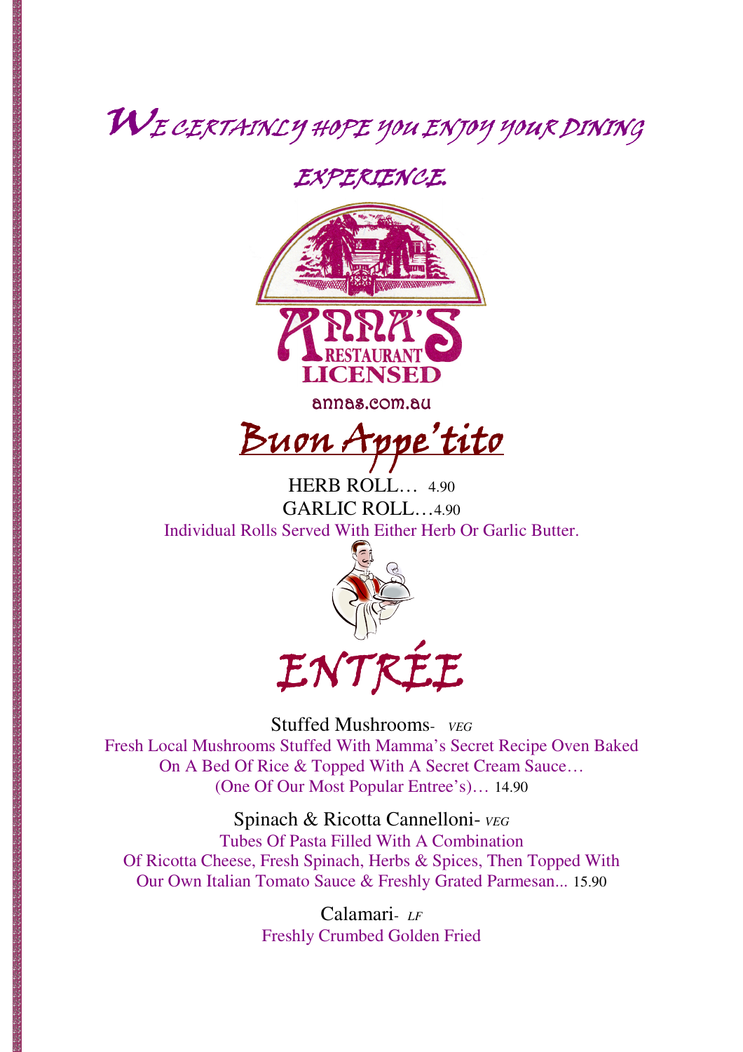# WE CERTAINLY HOPE YOU ENJOY YOUR DINING EXPERIENCE.

ANNA'S RESTAURANT LICENSED

annas.com.au

## Buon Appe'tito

HERB ROLL… 4.90

GARLIC ROLL…4.90

Individual Rolls Served With Either Herb Or Garlic Butter.

## ENTRÉE

**Stuffed Mushrooms**- *VEG*

Fresh Local Mushrooms Stuffed With Mamma's Secret Recipe Oven Baked On A Bed Of Rice & Topped With A Secret Cream Sauce… (One Of Our Most Popular Entree's)… 14.90

**Spinach & Ricotta Cannelloni**- *VEG*

Tubes Of Pasta Filled With A Combination Of Ricotta Cheese, Fresh Spinach, Herbs & Spices, Then Topped With Our Own Italian Tomato Sauce & Freshly Grated Parmesan... 15.90

**Calamari**- *LF*

Freshly Crumbed Golden Fried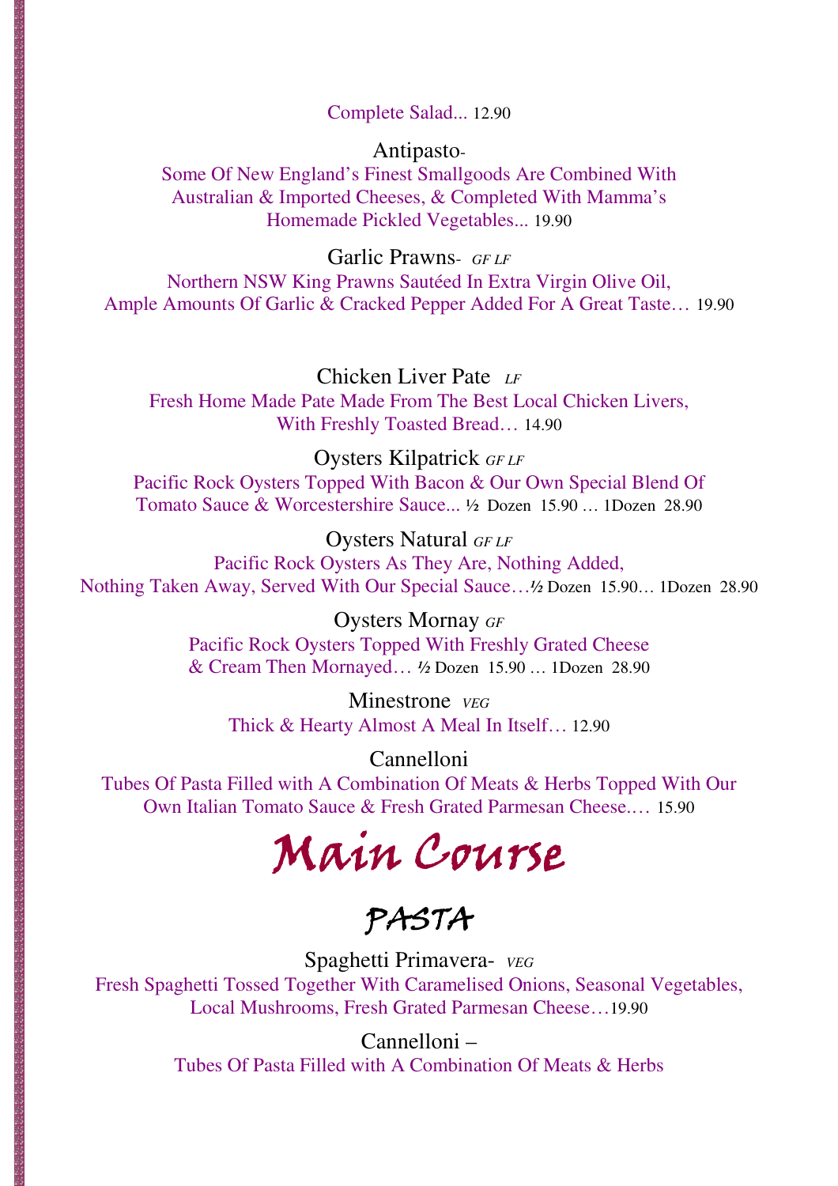Complete Salad... 12.90

Antipasto-
Some Of New England's Finest Smallgoods Are Combined With Australian & Imported Cheeses, & Completed With Mamma's Homemade Pickled Vegetables... 19.90

Garlic Prawns- *GF LF*
Northern NSW King Prawns Sautéed In Extra Virgin Olive Oil, Ample Amounts Of Garlic & Cracked Pepper Added For A Great Taste… 19.90

Chicken Liver Pate *LF*
Fresh Home Made Pate Made From The Best Local Chicken Livers, With Freshly Toasted Bread… 14.90

Oysters Kilpatrick *GF LF*
Pacific Rock Oysters Topped With Bacon & Our Own Special Blend Of Tomato Sauce & Worcestershire Sauce... ½ Dozen 15.90 … 1Dozen 28.90

Oysters Natural *GF LF*
Pacific Rock Oysters As They Are, Nothing Added, Nothing Taken Away, Served With Our Special Sauce…½ Dozen 15.90… 1Dozen 28.90

Oysters Mornay *GF*
Pacific Rock Oysters Topped With Freshly Grated Cheese & Cream Then Mornayed… ½ Dozen 15.90 … 1Dozen 28.90

Minestrone *VEG*
Thick & Hearty Almost A Meal In Itself… 12.90

Cannelloni
Tubes Of Pasta Filled with A Combination Of Meats & Herbs Topped With Our Own Italian Tomato Sauce & Fresh Grated Parmesan Cheese.… 15.90

# Main Course

## PASTA

Spaghetti Primavera- *VEG*
Fresh Spaghetti Tossed Together With Caramelised Onions, Seasonal Vegetables, Local Mushrooms, Fresh Grated Parmesan Cheese…19.90

Cannelloni –
Tubes Of Pasta Filled with A Combination Of Meats & Herbs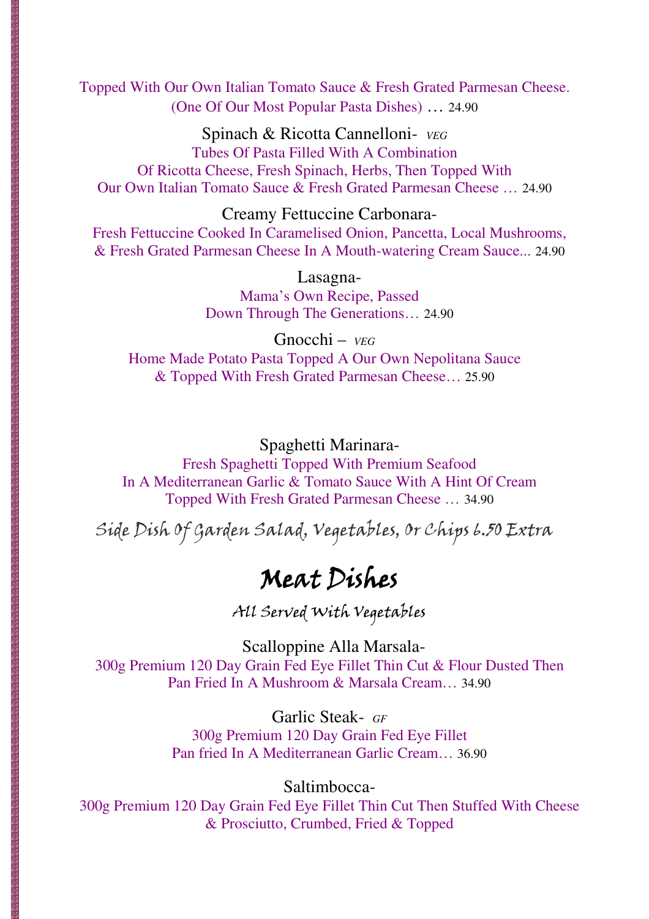Topped With Our Own Italian Tomato Sauce & Fresh Grated Parmesan Cheese.
(One Of Our Most Popular Pasta Dishes) … 24.90

Spinach & Ricotta Cannelloni- *VEG*
Tubes Of Pasta Filled With A Combination
Of Ricotta Cheese, Fresh Spinach, Herbs, Then Topped With
Our Own Italian Tomato Sauce & Fresh Grated Parmesan Cheese … 24.90

Creamy Fettuccine Carbonara-
Fresh Fettuccine Cooked In Caramelised Onion, Pancetta, Local Mushrooms,
& Fresh Grated Parmesan Cheese In A Mouth-watering Cream Sauce... 24.90

Lasagna-
Mama's Own Recipe, Passed
Down Through The Generations… 24.90

Gnocchi – *VEG*
Home Made Potato Pasta Topped A Our Own Nepolitana Sauce
& Topped With Fresh Grated Parmesan Cheese… 25.90

Spaghetti Marinara-
Fresh Spaghetti Topped With Premium Seafood
In A Mediterranean Garlic & Tomato Sauce With A Hint Of Cream
Topped With Fresh Grated Parmesan Cheese … 34.90

*Side Dish Of Garden Salad, Vegetables, Or Chips 6.50 Extra*

# Meat Dishes

*All Served With Vegetables*

Scalloppine Alla Marsala-
300g Premium 120 Day Grain Fed Eye Fillet Thin Cut & Flour Dusted Then
Pan Fried In A Mushroom & Marsala Cream… 34.90

Garlic Steak- *GF*
300g Premium 120 Day Grain Fed Eye Fillet
Pan fried In A Mediterranean Garlic Cream… 36.90

Saltimbocca-
300g Premium 120 Day Grain Fed Eye Fillet Thin Cut Then Stuffed With Cheese
& Prosciutto, Crumbed, Fried & Topped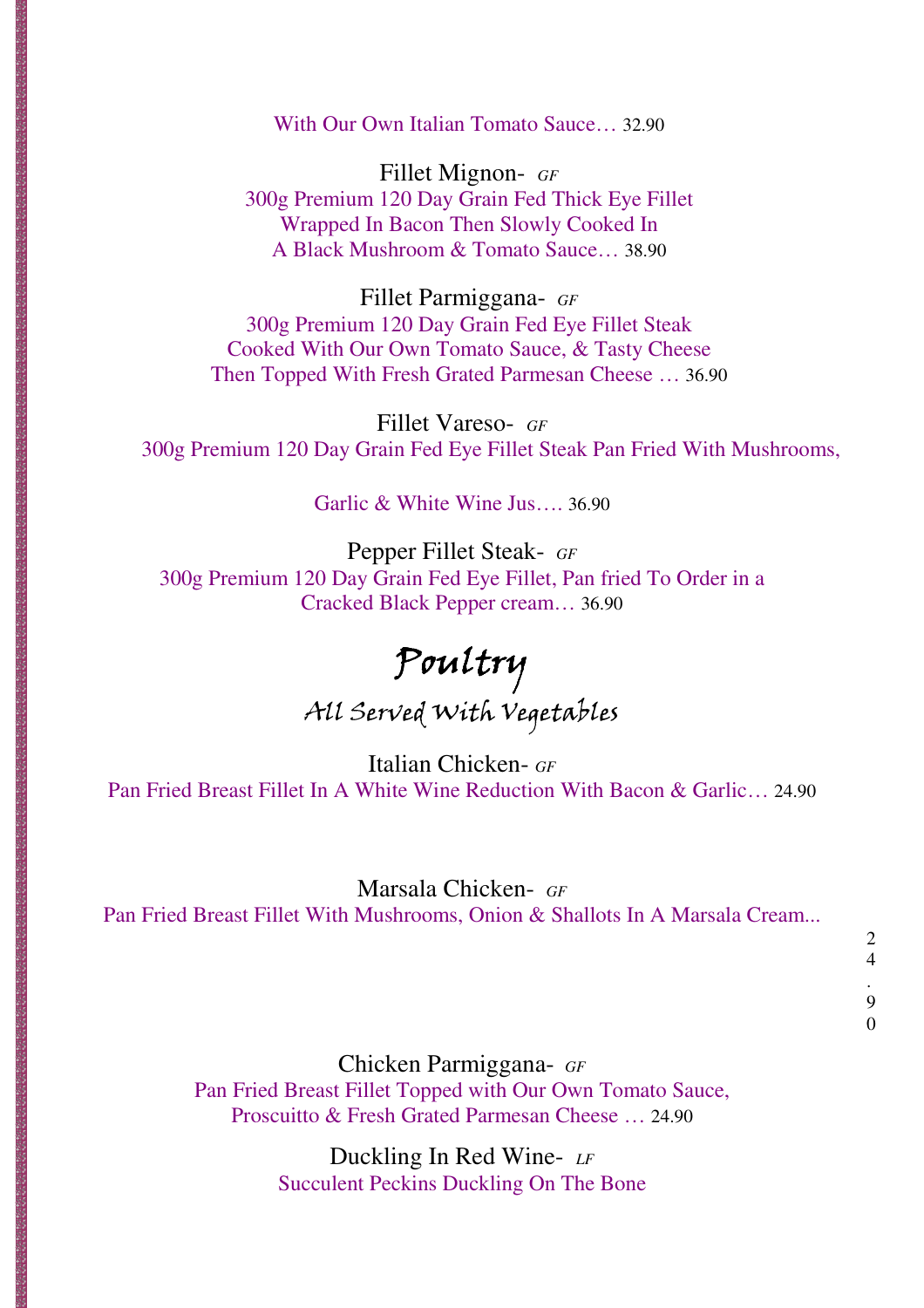With Our Own Italian Tomato Sauce… 32.90

Fillet Mignon- *GF*
300g Premium 120 Day Grain Fed Thick Eye Fillet
Wrapped In Bacon Then Slowly Cooked In
A Black Mushroom & Tomato Sauce… 38.90

Fillet Parmiggana- *GF*
300g Premium 120 Day Grain Fed Eye Fillet Steak
Cooked With Our Own Tomato Sauce, & Tasty Cheese
Then Topped With Fresh Grated Parmesan Cheese … 36.90

Fillet Vareso- *GF*
300g Premium 120 Day Grain Fed Eye Fillet Steak Pan Fried With Mushrooms,

Garlic & White Wine Jus…. 36.90

Pepper Fillet Steak- *GF*
300g Premium 120 Day Grain Fed Eye Fillet, Pan fried To Order in a
Cracked Black Pepper cream… 36.90

# Poultry

## All Served With Vegetables

Italian Chicken- *GF*
Pan Fried Breast Fillet In A White Wine Reduction With Bacon & Garlic… 24.90

Marsala Chicken- *GF*
Pan Fried Breast Fillet With Mushrooms, Onion & Shallots In A Marsala Cream... 24.90

Chicken Parmiggana- *GF*
Pan Fried Breast Fillet Topped with Our Own Tomato Sauce,
Proscuitto & Fresh Grated Parmesan Cheese … 24.90

Duckling In Red Wine- *LF*
Succulent Peckins Duckling On The Bone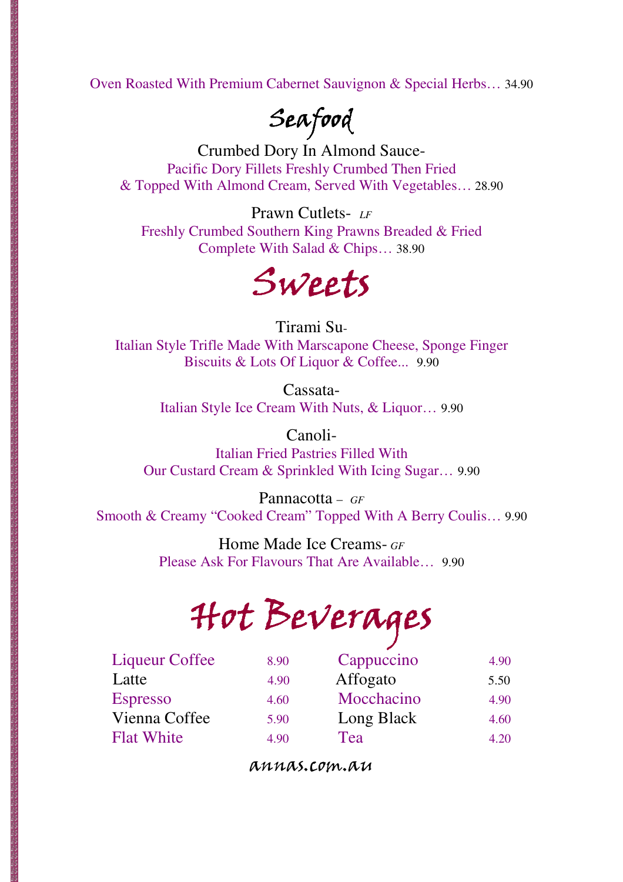Oven Roasted With Premium Cabernet Sauvignon & Special Herbs… 34.90

# Seafood

Crumbed Dory In Almond Sauce-
Pacific Dory Fillets Freshly Crumbed Then Fried
& Topped With Almond Cream, Served With Vegetables… 28.90

Prawn Cutlets- *LF*
Freshly Crumbed Southern King Prawns Breaded & Fried
Complete With Salad & Chips… 38.90

# Sweets

Tirami Su-
Italian Style Trifle Made With Marscapone Cheese, Sponge Finger
Biscuits & Lots Of Liquor & Coffee... 9.90

Cassata-
Italian Style Ice Cream With Nuts, & Liquor… 9.90

Canoli-
Italian Fried Pastries Filled With
Our Custard Cream & Sprinkled With Icing Sugar… 9.90

Pannacotta – *GF*
Smooth & Creamy "Cooked Cream" Topped With A Berry Coulis… 9.90

Home Made Ice Creams- *GF*
Please Ask For Flavours That Are Available… 9.90

# Hot Beverages

| | | | |
|---|---|---|---|
| Liqueur Coffee | 8.90 | Cappuccino | 4.90 |
| Latte | 4.90 | Affogato | 5.50 |
| Espresso | 4.60 | Mocchacino | 4.90 |
| Vienna Coffee | 5.90 | Long Black | 4.60 |
| Flat White | 4.90 | Tea | 4.20 |

annas.com.au